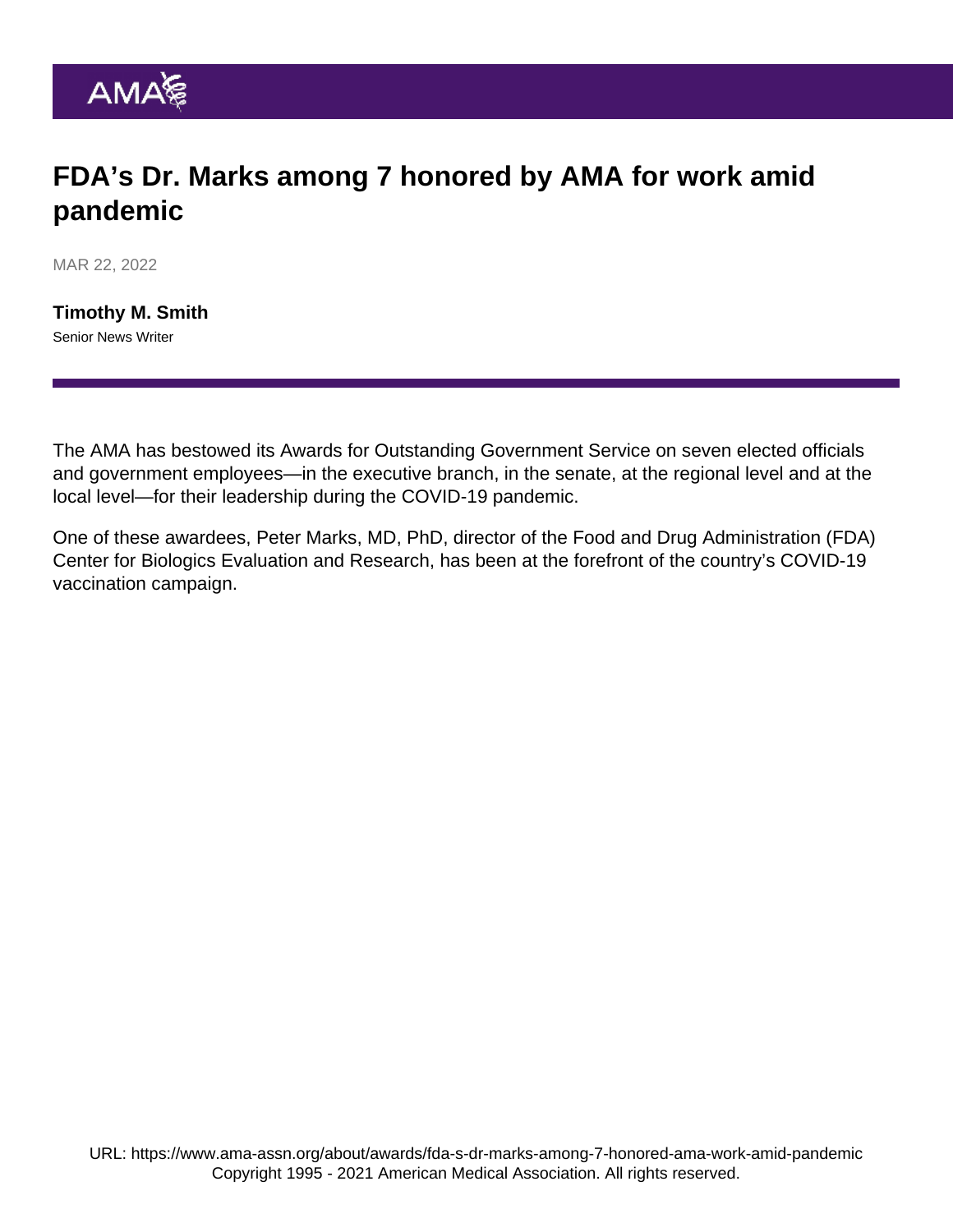# FDA's Dr. Marks among 7 honored by AMA for work amid pandemic

MAR 22, 2022

**Timothy M. Smith**
Senior News Writer

The AMA has bestowed its Awards for Outstanding Government Service on seven elected officials and government employees—in the executive branch, in the senate, at the regional level and at the local level—for their leadership during the COVID-19 pandemic.

One of these awardees, Peter Marks, MD, PhD, director of the Food and Drug Administration (FDA) Center for Biologics Evaluation and Research, has been at the forefront of the country's COVID-19 vaccination campaign.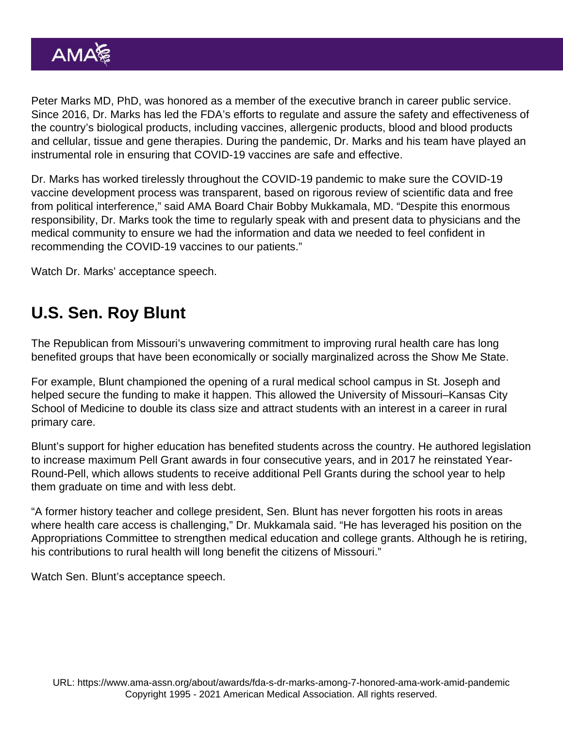Peter Marks MD, PhD, was honored as a member of the executive branch in career public service. Since 2016, Dr. Marks has led the FDA's efforts to regulate and assure the safety and effectiveness of the country's biological products, including vaccines, allergenic products, blood and blood products and cellular, tissue and gene therapies. During the pandemic, Dr. Marks and his team have played an instrumental role in ensuring that COVID-19 vaccines are safe and effective.

Dr. Marks has worked tirelessly throughout the COVID-19 pandemic to make sure the COVID-19 vaccine development process was transparent, based on rigorous review of scientific data and free from political interference," said AMA Board Chair Bobby Mukkamala, MD. "Despite this enormous responsibility, Dr. Marks took the time to regularly speak with and present data to physicians and the medical community to ensure we had the information and data we needed to feel confident in recommending the COVID-19 vaccines to our patients."

Watch Dr. Marks' acceptance speech.

## U.S. Sen. Roy Blunt

The Republican from Missouri's unwavering commitment to improving rural health care has long benefited groups that have been economically or socially marginalized across the Show Me State.

For example, Blunt championed the opening of a rural medical school campus in St. Joseph and helped secure the funding to make it happen. This allowed the University of Missouri–Kansas City School of Medicine to double its class size and attract students with an interest in a career in rural primary care.

Blunt's support for higher education has benefited students across the country. He authored legislation to increase maximum Pell Grant awards in four consecutive years, and in 2017 he reinstated Year-Round-Pell, which allows students to receive additional Pell Grants during the school year to help them graduate on time and with less debt.

"A former history teacher and college president, Sen. Blunt has never forgotten his roots in areas where health care access is challenging," Dr. Mukkamala said. "He has leveraged his position on the Appropriations Committee to strengthen medical education and college grants. Although he is retiring, his contributions to rural health will long benefit the citizens of Missouri."

Watch Sen. Blunt's acceptance speech.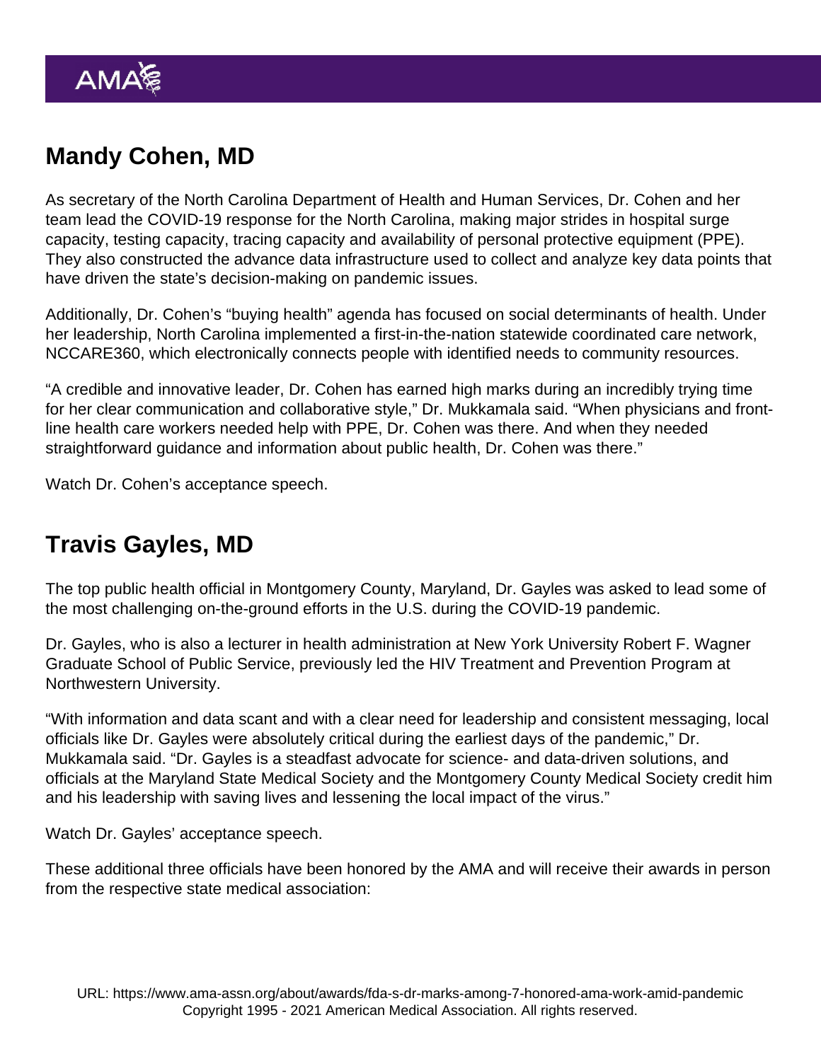## Mandy Cohen, MD

As secretary of the North Carolina Department of Health and Human Services, Dr. Cohen and her team lead the COVID-19 response for the North Carolina, making major strides in hospital surge capacity, testing capacity, tracing capacity and availability of personal protective equipment (PPE). They also constructed the advance data infrastructure used to collect and analyze key data points that have driven the state's decision-making on pandemic issues.

Additionally, Dr. Cohen's "buying health" agenda has focused on social determinants of health. Under her leadership, North Carolina implemented a first-in-the-nation statewide coordinated care network, NCCARE360, which electronically connects people with identified needs to community resources.

"A credible and innovative leader, Dr. Cohen has earned high marks during an incredibly trying time for her clear communication and collaborative style," Dr. Mukkamala said. "When physicians and front-line health care workers needed help with PPE, Dr. Cohen was there. And when they needed straightforward guidance and information about public health, Dr. Cohen was there."

Watch Dr. Cohen's acceptance speech.

## Travis Gayles, MD

The top public health official in Montgomery County, Maryland, Dr. Gayles was asked to lead some of the most challenging on-the-ground efforts in the U.S. during the COVID-19 pandemic.

Dr. Gayles, who is also a lecturer in health administration at New York University Robert F. Wagner Graduate School of Public Service, previously led the HIV Treatment and Prevention Program at Northwestern University.

"With information and data scant and with a clear need for leadership and consistent messaging, local officials like Dr. Gayles were absolutely critical during the earliest days of the pandemic," Dr. Mukkamala said. "Dr. Gayles is a steadfast advocate for science- and data-driven solutions, and officials at the Maryland State Medical Society and the Montgomery County Medical Society credit him and his leadership with saving lives and lessening the local impact of the virus."

Watch Dr. Gayles' acceptance speech.

These additional three officials have been honored by the AMA and will receive their awards in person from the respective state medical association: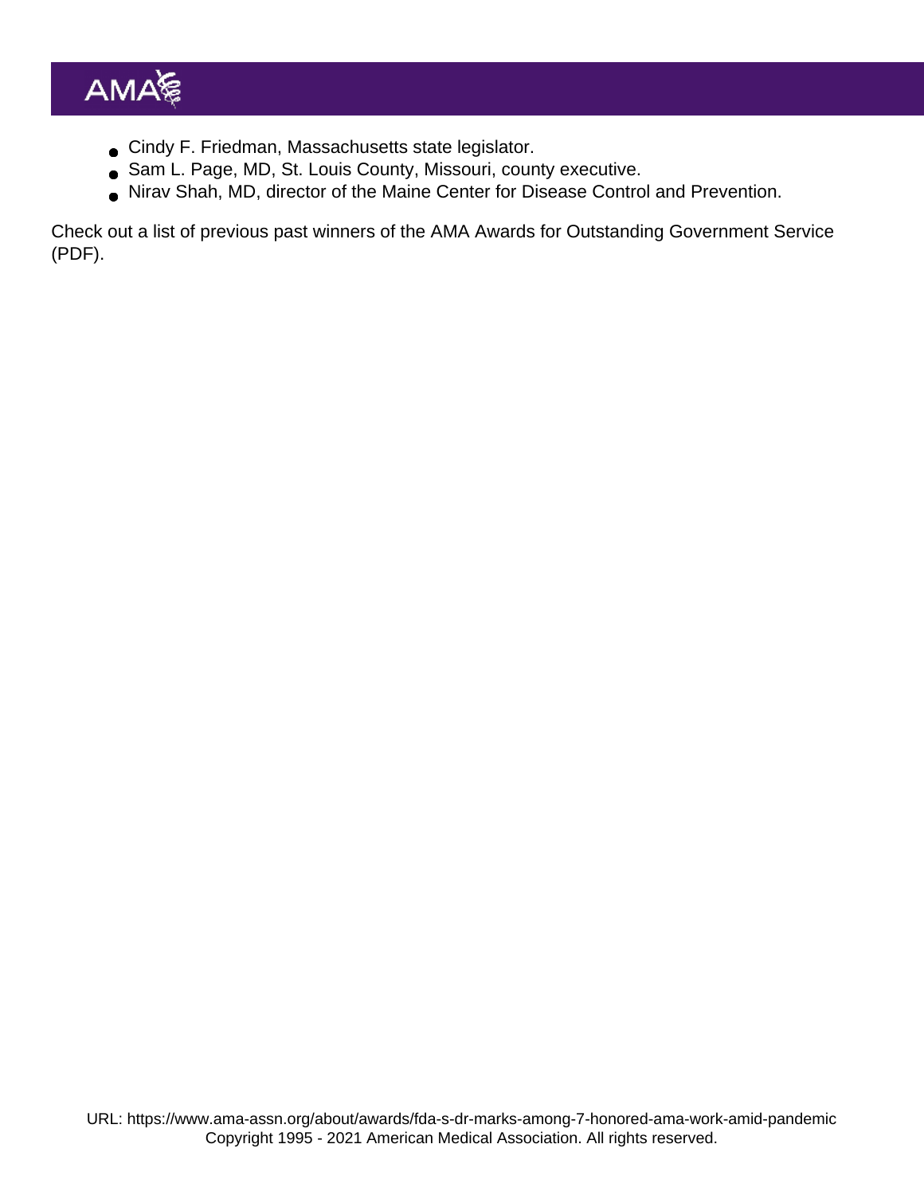- Cindy F. Friedman, Massachusetts state legislator.
- Sam L. Page, MD, St. Louis County, Missouri, county executive.
- Nirav Shah, MD, director of the Maine Center for Disease Control and Prevention.

Check out a list of previous past winners of the AMA Awards for Outstanding Government Service (PDF).